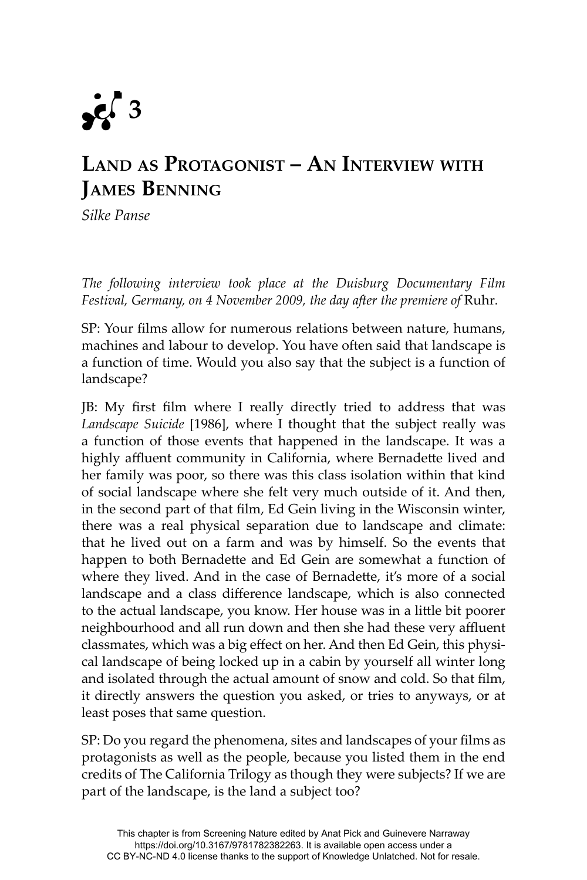# 3

## Land as Protagonist – An Interview with James Benning

*Silke Panse*

*The following interview took place at the Duisburg Documentary Film Festival, Germany, on 4 November 2009, the day after the premiere of* Ruhr.

SP: Your films allow for numerous relations between nature, humans, machines and labour to develop. You have often said that landscape is a function of time. Would you also say that the subject is a function of landscape?

JB: My first film where I really directly tried to address that was *Landscape Suicide* [1986], where I thought that the subject really was a function of those events that happened in the landscape. It was a highly affluent community in California, where Bernadette lived and her family was poor, so there was this class isolation within that kind of social landscape where she felt very much outside of it. And then, in the second part of that film, Ed Gein living in the Wisconsin winter, there was a real physical separation due to landscape and climate: that he lived out on a farm and was by himself. So the events that happen to both Bernadette and Ed Gein are somewhat a function of where they lived. And in the case of Bernadette, it's more of a social landscape and a class difference landscape, which is also connected to the actual landscape, you know. Her house was in a little bit poorer neighbourhood and all run down and then she had these very affluent classmates, which was a big effect on her. And then Ed Gein, this physical landscape of being locked up in a cabin by yourself all winter long and isolated through the actual amount of snow and cold. So that film, it directly answers the question you asked, or tries to anyways, or at least poses that same question.

SP: Do you regard the phenomena, sites and landscapes of your films as protagonists as well as the people, because you listed them in the end credits of The California Trilogy as though they were subjects? If we are part of the landscape, is the land a subject too?

This chapter is from Screening Nature edited by Anat Pick and Guinevere Narraway https://doi.org/10.3167/9781782382263. It is available open access under a CC BY-NC-ND 4.0 license thanks to the support of Knowledge Unlatched. Not for resale.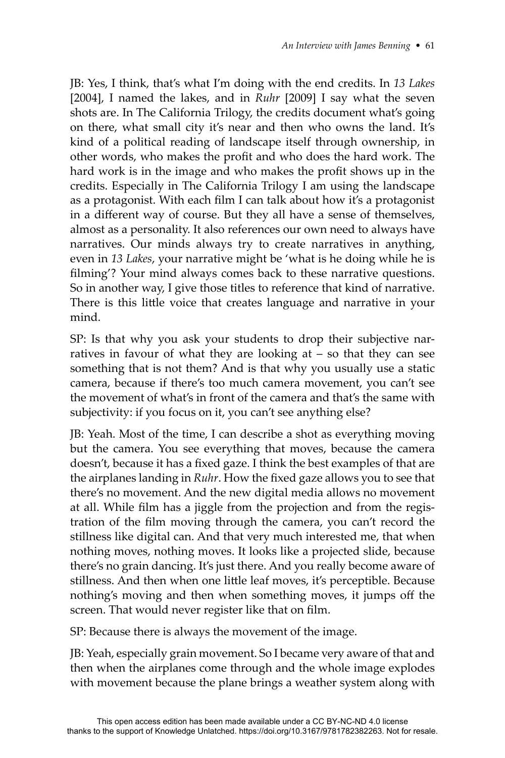JB: Yes, I think, that's what I'm doing with the end credits. In *13 Lakes* [2004], I named the lakes, and in *Ruhr* [2009] I say what the seven shots are. In The California Trilogy, the credits document what's going on there, what small city it's near and then who owns the land. It's kind of a political reading of landscape itself through ownership, in other words, who makes the profit and who does the hard work. The hard work is in the image and who makes the profit shows up in the credits. Especially in The California Trilogy I am using the landscape as a protagonist. With each film I can talk about how it's a protagonist in a different way of course. But they all have a sense of themselves, almost as a personality. It also references our own need to always have narratives. Our minds always try to create narratives in anything, even in *13 Lakes*, your narrative might be 'what is he doing while he is filming'? Your mind always comes back to these narrative questions. So in another way, I give those titles to reference that kind of narrative. There is this little voice that creates language and narrative in your mind.

SP: Is that why you ask your students to drop their subjective narratives in favour of what they are looking at – so that they can see something that is not them? And is that why you usually use a static camera, because if there's too much camera movement, you can't see the movement of what's in front of the camera and that's the same with subjectivity: if you focus on it, you can't see anything else?

JB: Yeah. Most of the time, I can describe a shot as everything moving but the camera. You see everything that moves, because the camera doesn't, because it has a fixed gaze. I think the best examples of that are the airplanes landing in *Ruhr*. How the fixed gaze allows you to see that there's no movement. And the new digital media allows no movement at all. While film has a jiggle from the projection and from the registration of the film moving through the camera, you can't record the stillness like digital can. And that very much interested me, that when nothing moves, nothing moves. It looks like a projected slide, because there's no grain dancing. It's just there. And you really become aware of stillness. And then when one little leaf moves, it's perceptible. Because nothing's moving and then when something moves, it jumps off the screen. That would never register like that on film.

SP: Because there is always the movement of the image.

JB: Yeah, especially grain movement. So I became very aware of that and then when the airplanes come through and the whole image explodes with movement because the plane brings a weather system along with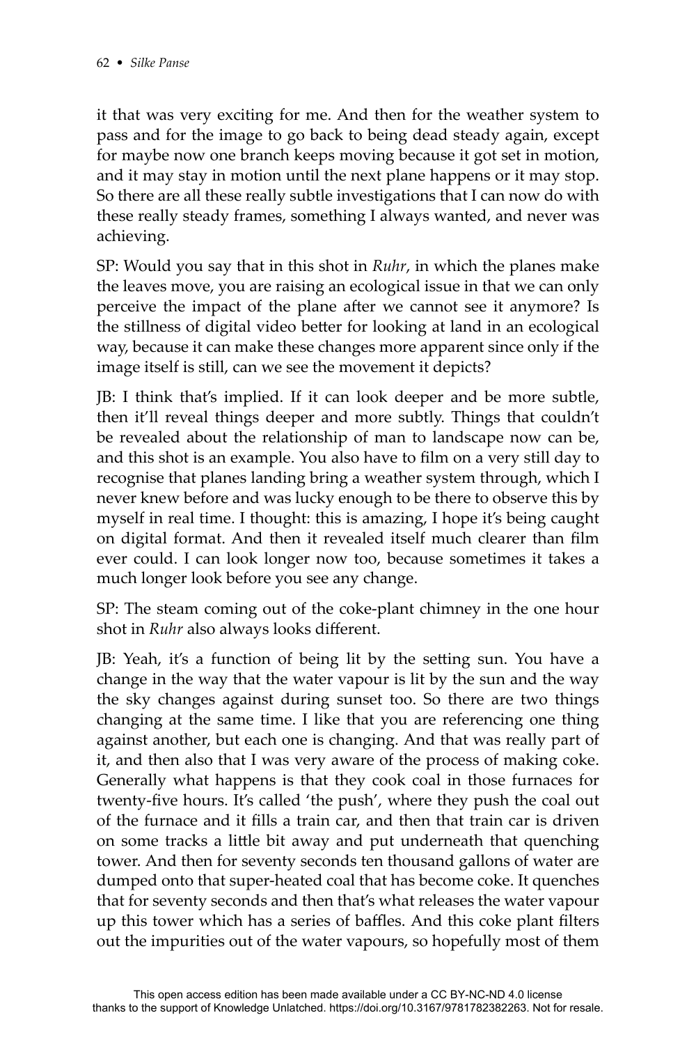it that was very exciting for me. And then for the weather system to pass and for the image to go back to being dead steady again, except for maybe now one branch keeps moving because it got set in motion, and it may stay in motion until the next plane happens or it may stop. So there are all these really subtle investigations that I can now do with these really steady frames, something I always wanted, and never was achieving.

SP: Would you say that in this shot in *Ruhr*, in which the planes make the leaves move, you are raising an ecological issue in that we can only perceive the impact of the plane after we cannot see it anymore? Is the stillness of digital video better for looking at land in an ecological way, because it can make these changes more apparent since only if the image itself is still, can we see the movement it depicts?

JB: I think that's implied. If it can look deeper and be more subtle, then it'll reveal things deeper and more subtly. Things that couldn't be revealed about the relationship of man to landscape now can be, and this shot is an example. You also have to film on a very still day to recognise that planes landing bring a weather system through, which I never knew before and was lucky enough to be there to observe this by myself in real time. I thought: this is amazing, I hope it's being caught on digital format. And then it revealed itself much clearer than film ever could. I can look longer now too, because sometimes it takes a much longer look before you see any change.

SP: The steam coming out of the coke-plant chimney in the one hour shot in *Ruhr* also always looks different.

JB: Yeah, it's a function of being lit by the setting sun. You have a change in the way that the water vapour is lit by the sun and the way the sky changes against during sunset too. So there are two things changing at the same time. I like that you are referencing one thing against another, but each one is changing. And that was really part of it, and then also that I was very aware of the process of making coke. Generally what happens is that they cook coal in those furnaces for twenty-five hours. It's called 'the push', where they push the coal out of the furnace and it fills a train car, and then that train car is driven on some tracks a little bit away and put underneath that quenching tower. And then for seventy seconds ten thousand gallons of water are dumped onto that super-heated coal that has become coke. It quenches that for seventy seconds and then that's what releases the water vapour up this tower which has a series of baffles. And this coke plant filters out the impurities out of the water vapours, so hopefully most of them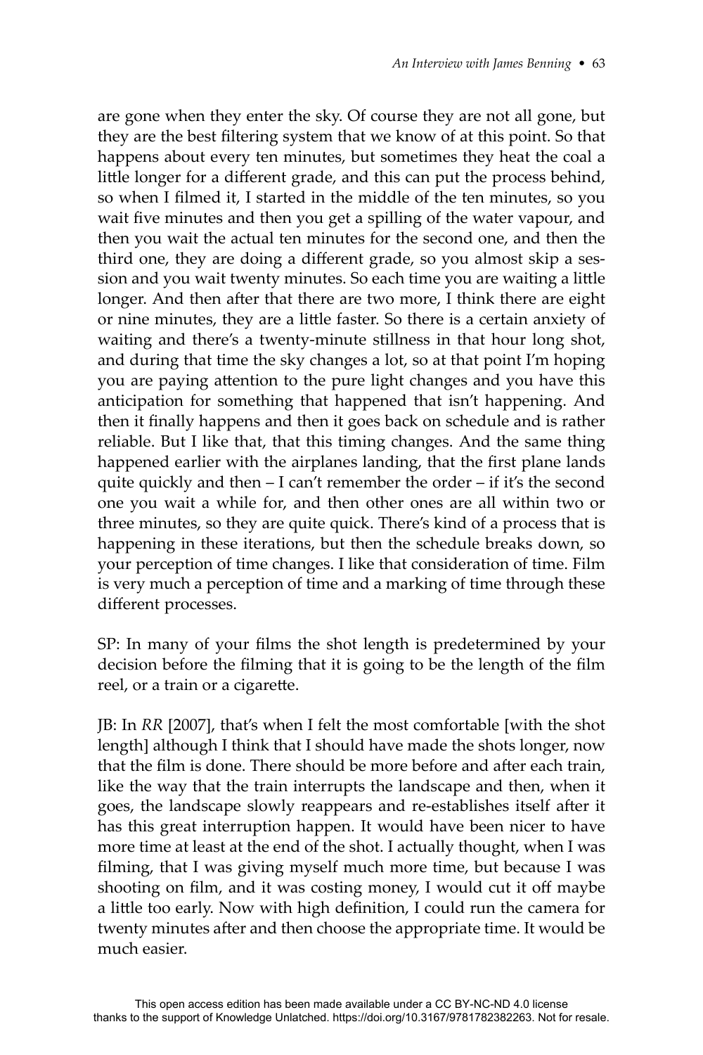are gone when they enter the sky. Of course they are not all gone, but they are the best filtering system that we know of at this point. So that happens about every ten minutes, but sometimes they heat the coal a little longer for a different grade, and this can put the process behind, so when I filmed it, I started in the middle of the ten minutes, so you wait five minutes and then you get a spilling of the water vapour, and then you wait the actual ten minutes for the second one, and then the third one, they are doing a different grade, so you almost skip a session and you wait twenty minutes. So each time you are waiting a little longer. And then after that there are two more, I think there are eight or nine minutes, they are a little faster. So there is a certain anxiety of waiting and there's a twenty-minute stillness in that hour long shot, and during that time the sky changes a lot, so at that point I'm hoping you are paying attention to the pure light changes and you have this anticipation for something that happened that isn't happening. And then it finally happens and then it goes back on schedule and is rather reliable. But I like that, that this timing changes. And the same thing happened earlier with the airplanes landing, that the first plane lands quite quickly and then – I can't remember the order – if it's the second one you wait a while for, and then other ones are all within two or three minutes, so they are quite quick. There's kind of a process that is happening in these iterations, but then the schedule breaks down, so your perception of time changes. I like that consideration of time. Film is very much a perception of time and a marking of time through these different processes.

SP: In many of your films the shot length is predetermined by your decision before the filming that it is going to be the length of the film reel, or a train or a cigarette.

JB: In *RR* [2007], that's when I felt the most comfortable [with the shot length] although I think that I should have made the shots longer, now that the film is done. There should be more before and after each train, like the way that the train interrupts the landscape and then, when it goes, the landscape slowly reappears and re-establishes itself after it has this great interruption happen. It would have been nicer to have more time at least at the end of the shot. I actually thought, when I was filming, that I was giving myself much more time, but because I was shooting on film, and it was costing money, I would cut it off maybe a little too early. Now with high definition, I could run the camera for twenty minutes after and then choose the appropriate time. It would be much easier.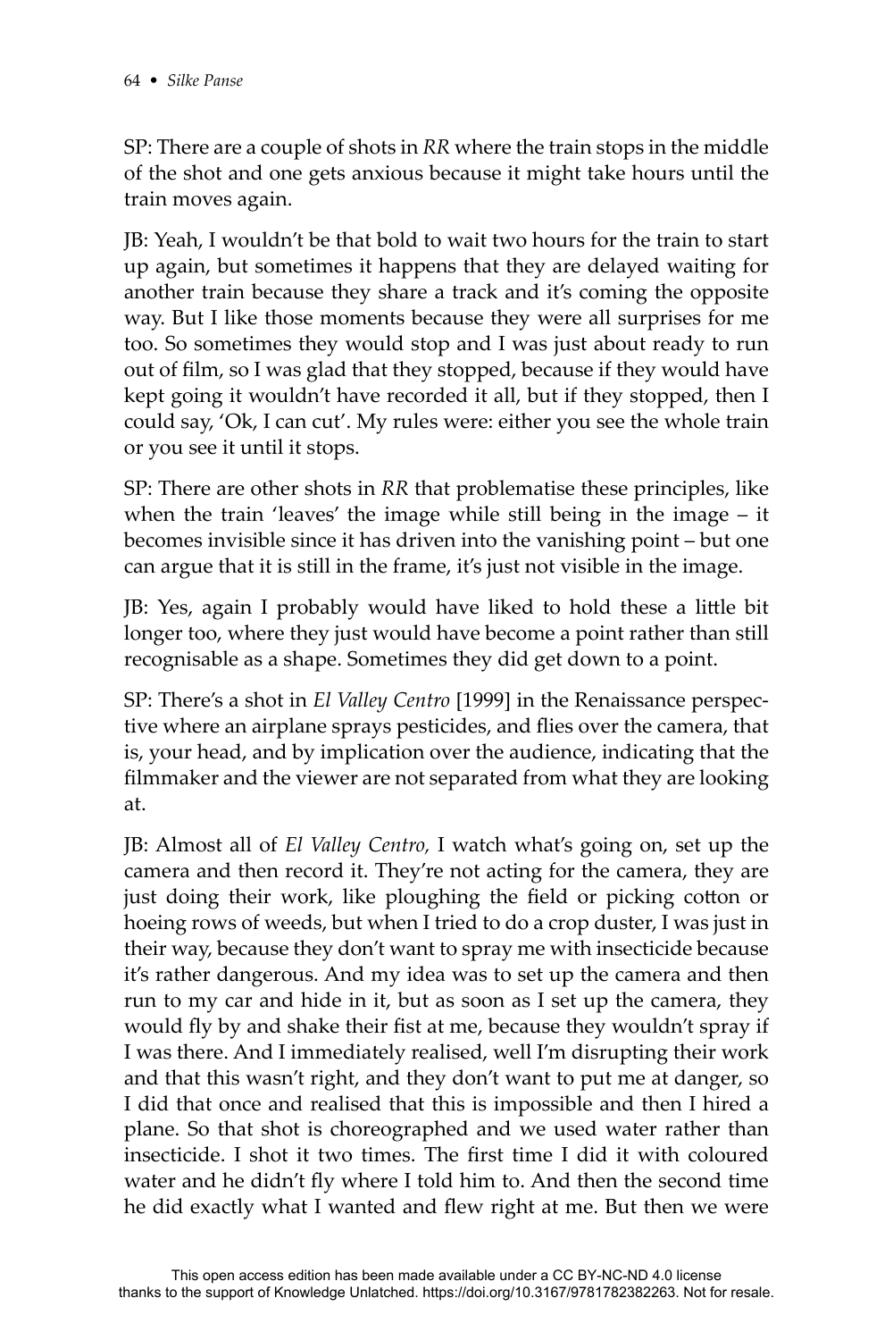SP: There are a couple of shots in *RR* where the train stops in the middle of the shot and one gets anxious because it might take hours until the train moves again.

JB: Yeah, I wouldn't be that bold to wait two hours for the train to start up again, but sometimes it happens that they are delayed waiting for another train because they share a track and it's coming the opposite way. But I like those moments because they were all surprises for me too. So sometimes they would stop and I was just about ready to run out of film, so I was glad that they stopped, because if they would have kept going it wouldn't have recorded it all, but if they stopped, then I could say, 'Ok, I can cut'. My rules were: either you see the whole train or you see it until it stops.

SP: There are other shots in *RR* that problematise these principles, like when the train 'leaves' the image while still being in the image – it becomes invisible since it has driven into the vanishing point – but one can argue that it is still in the frame, it's just not visible in the image.

JB: Yes, again I probably would have liked to hold these a little bit longer too, where they just would have become a point rather than still recognisable as a shape. Sometimes they did get down to a point.

SP: There's a shot in *El Valley Centro* [1999] in the Renaissance perspective where an airplane sprays pesticides, and flies over the camera, that is, your head, and by implication over the audience, indicating that the filmmaker and the viewer are not separated from what they are looking at.

JB: Almost all of *El Valley Centro,* I watch what's going on, set up the camera and then record it. They're not acting for the camera, they are just doing their work, like ploughing the field or picking cotton or hoeing rows of weeds, but when I tried to do a crop duster, I was just in their way, because they don't want to spray me with insecticide because it's rather dangerous. And my idea was to set up the camera and then run to my car and hide in it, but as soon as I set up the camera, they would fly by and shake their fist at me, because they wouldn't spray if I was there. And I immediately realised, well I'm disrupting their work and that this wasn't right, and they don't want to put me at danger, so I did that once and realised that this is impossible and then I hired a plane. So that shot is choreographed and we used water rather than insecticide. I shot it two times. The first time I did it with coloured water and he didn't fly where I told him to. And then the second time he did exactly what I wanted and flew right at me. But then we were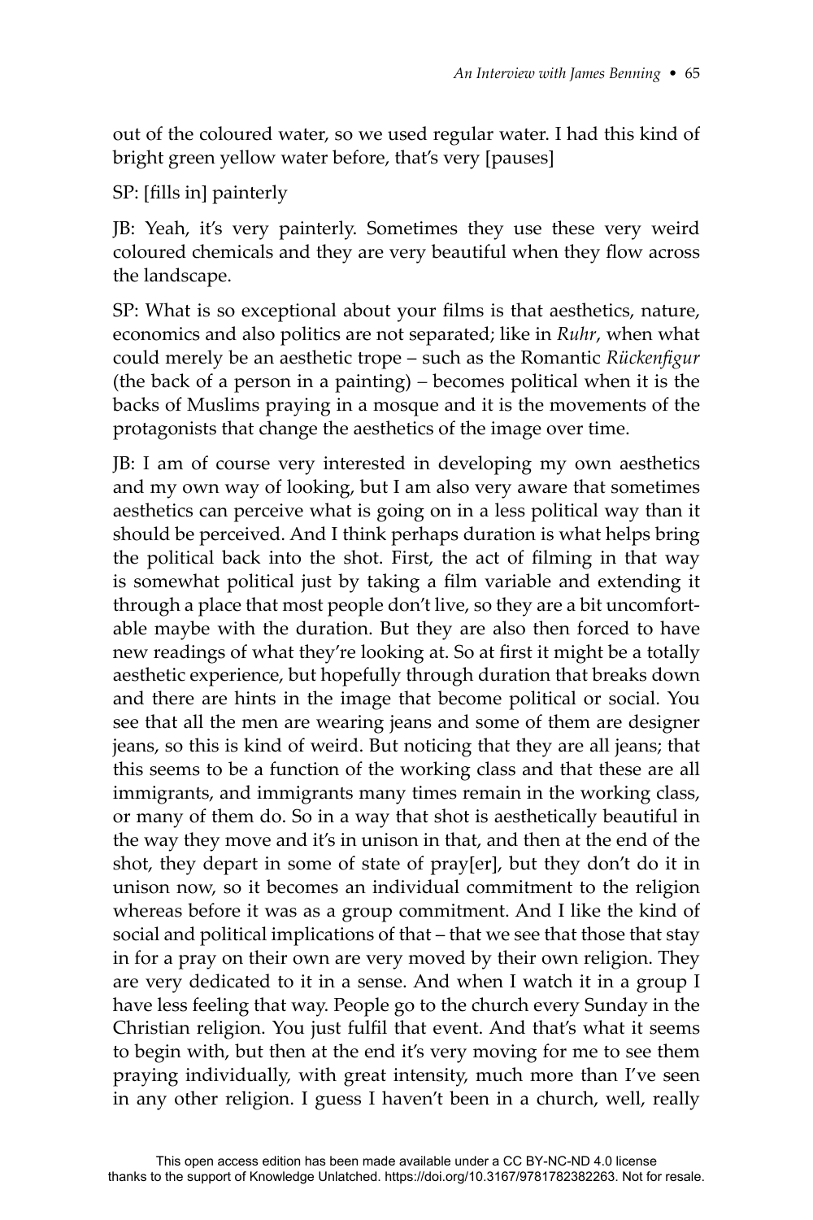out of the coloured water, so we used regular water. I had this kind of bright green yellow water before, that's very [pauses]

SP: [fills in] painterly

JB: Yeah, it's very painterly. Sometimes they use these very weird coloured chemicals and they are very beautiful when they flow across the landscape.

SP: What is so exceptional about your films is that aesthetics, nature, economics and also politics are not separated; like in *Ruhr*, when what could merely be an aesthetic trope – such as the Romantic *Rückenfigur* (the back of a person in a painting) – becomes political when it is the backs of Muslims praying in a mosque and it is the movements of the protagonists that change the aesthetics of the image over time.

JB: I am of course very interested in developing my own aesthetics and my own way of looking, but I am also very aware that sometimes aesthetics can perceive what is going on in a less political way than it should be perceived. And I think perhaps duration is what helps bring the political back into the shot. First, the act of filming in that way is somewhat political just by taking a film variable and extending it through a place that most people don't live, so they are a bit uncomfortable maybe with the duration. But they are also then forced to have new readings of what they're looking at. So at first it might be a totally aesthetic experience, but hopefully through duration that breaks down and there are hints in the image that become political or social. You see that all the men are wearing jeans and some of them are designer jeans, so this is kind of weird. But noticing that they are all jeans; that this seems to be a function of the working class and that these are all immigrants, and immigrants many times remain in the working class, or many of them do. So in a way that shot is aesthetically beautiful in the way they move and it's in unison in that, and then at the end of the shot, they depart in some of state of pray[er], but they don't do it in unison now, so it becomes an individual commitment to the religion whereas before it was as a group commitment. And I like the kind of social and political implications of that – that we see that those that stay in for a pray on their own are very moved by their own religion. They are very dedicated to it in a sense. And when I watch it in a group I have less feeling that way. People go to the church every Sunday in the Christian religion. You just fulfil that event. And that's what it seems to begin with, but then at the end it's very moving for me to see them praying individually, with great intensity, much more than I've seen in any other religion. I guess I haven't been in a church, well, really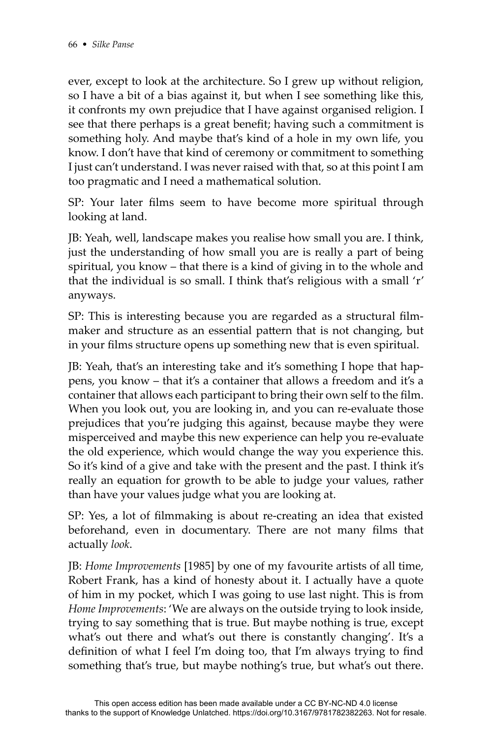ever, except to look at the architecture. So I grew up without religion, so I have a bit of a bias against it, but when I see something like this, it confronts my own prejudice that I have against organised religion. I see that there perhaps is a great benefit; having such a commitment is something holy. And maybe that's kind of a hole in my own life, you know. I don't have that kind of ceremony or commitment to something I just can't understand. I was never raised with that, so at this point I am too pragmatic and I need a mathematical solution.

SP: Your later films seem to have become more spiritual through looking at land.

JB: Yeah, well, landscape makes you realise how small you are. I think, just the understanding of how small you are is really a part of being spiritual, you know – that there is a kind of giving in to the whole and that the individual is so small. I think that's religious with a small 'r' anyways.

SP: This is interesting because you are regarded as a structural filmmaker and structure as an essential pattern that is not changing, but in your films structure opens up something new that is even spiritual.

JB: Yeah, that's an interesting take and it's something I hope that happens, you know – that it's a container that allows a freedom and it's a container that allows each participant to bring their own self to the film. When you look out, you are looking in, and you can re-evaluate those prejudices that you're judging this against, because maybe they were misperceived and maybe this new experience can help you re-evaluate the old experience, which would change the way you experience this. So it's kind of a give and take with the present and the past. I think it's really an equation for growth to be able to judge your values, rather than have your values judge what you are looking at.

SP: Yes, a lot of filmmaking is about re-creating an idea that existed beforehand, even in documentary. There are not many films that actually *look*.

JB: *Home Improvements* [1985] by one of my favourite artists of all time, Robert Frank, has a kind of honesty about it. I actually have a quote of him in my pocket, which I was going to use last night. This is from *Home Improvements*: 'We are always on the outside trying to look inside, trying to say something that is true. But maybe nothing is true, except what's out there and what's out there is constantly changing'. It's a definition of what I feel I'm doing too, that I'm always trying to find something that's true, but maybe nothing's true, but what's out there.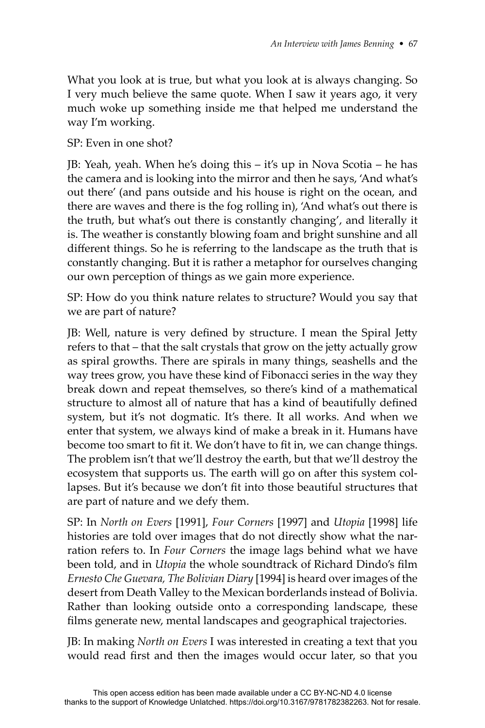What you look at is true, but what you look at is always changing. So I very much believe the same quote. When I saw it years ago, it very much woke up something inside me that helped me understand the way I'm working.

SP: Even in one shot?

JB: Yeah, yeah. When he's doing this – it's up in Nova Scotia – he has the camera and is looking into the mirror and then he says, 'And what's out there' (and pans outside and his house is right on the ocean, and there are waves and there is the fog rolling in), 'And what's out there is the truth, but what's out there is constantly changing', and literally it is. The weather is constantly blowing foam and bright sunshine and all different things. So he is referring to the landscape as the truth that is constantly changing. But it is rather a metaphor for ourselves changing our own perception of things as we gain more experience.

SP: How do you think nature relates to structure? Would you say that we are part of nature?

JB: Well, nature is very defined by structure. I mean the Spiral Jetty refers to that – that the salt crystals that grow on the jetty actually grow as spiral growths. There are spirals in many things, seashells and the way trees grow, you have these kind of Fibonacci series in the way they break down and repeat themselves, so there's kind of a mathematical structure to almost all of nature that has a kind of beautifully defined system, but it's not dogmatic. It's there. It all works. And when we enter that system, we always kind of make a break in it. Humans have become too smart to fit it. We don't have to fit in, we can change things. The problem isn't that we'll destroy the earth, but that we'll destroy the ecosystem that supports us. The earth will go on after this system collapses. But it's because we don't fit into those beautiful structures that are part of nature and we defy them.

SP: In *North on Evers* [1991], *Four Corners* [1997] and *Utopia* [1998] life histories are told over images that do not directly show what the narration refers to. In *Four Corners* the image lags behind what we have been told, and in *Utopia* the whole soundtrack of Richard Dindo's film *Ernesto Che Guevara, The Bolivian Diary* [1994] is heard over images of the desert from Death Valley to the Mexican borderlands instead of Bolivia. Rather than looking outside onto a corresponding landscape, these films generate new, mental landscapes and geographical trajectories.

JB: In making *North on Evers* I was interested in creating a text that you would read first and then the images would occur later, so that you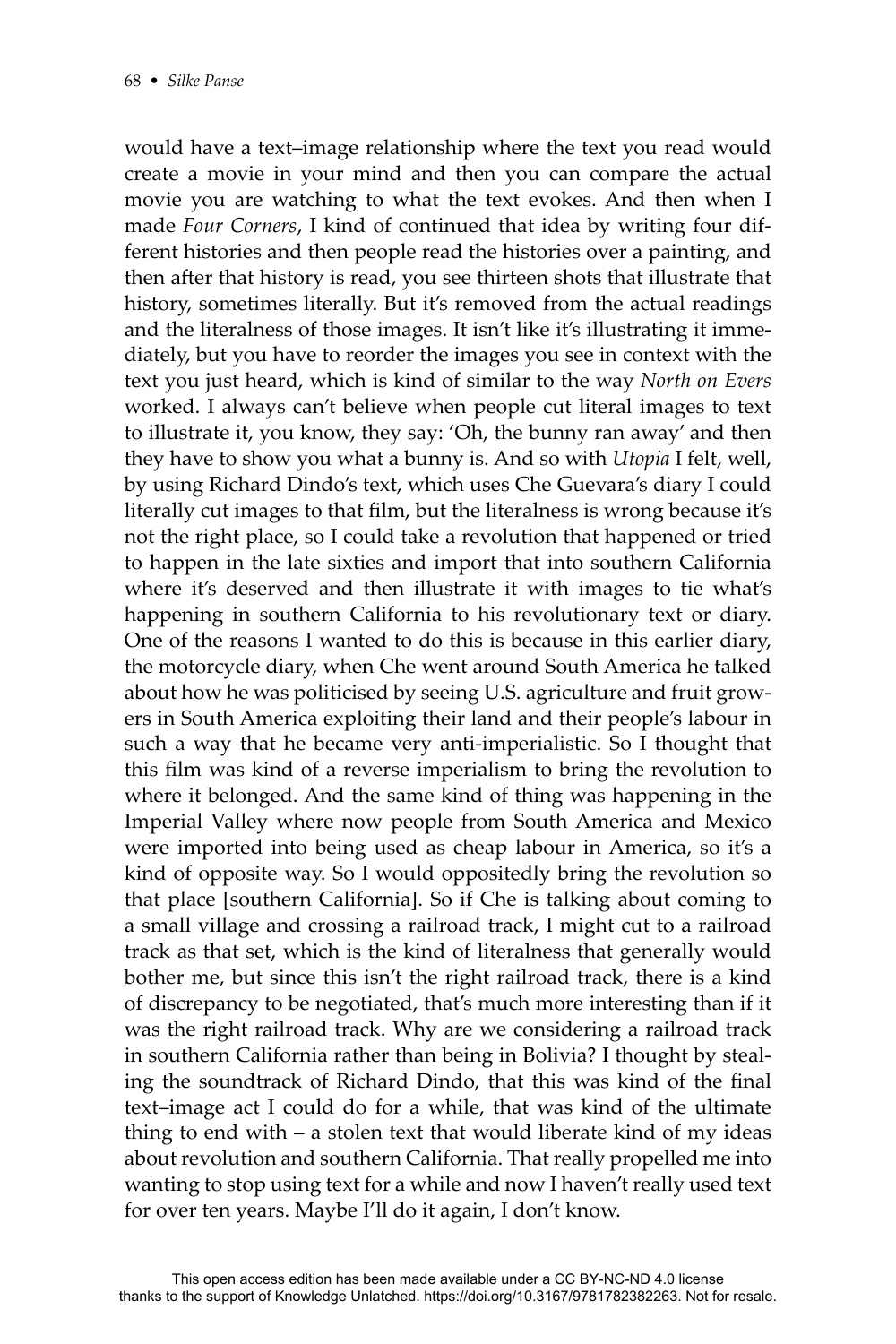would have a text–image relationship where the text you read would create a movie in your mind and then you can compare the actual movie you are watching to what the text evokes. And then when I made *Four Corners*, I kind of continued that idea by writing four different histories and then people read the histories over a painting, and then after that history is read, you see thirteen shots that illustrate that history, sometimes literally. But it's removed from the actual readings and the literalness of those images. It isn't like it's illustrating it immediately, but you have to reorder the images you see in context with the text you just heard, which is kind of similar to the way *North on Evers* worked. I always can't believe when people cut literal images to text to illustrate it, you know, they say: 'Oh, the bunny ran away' and then they have to show you what a bunny is. And so with *Utopia* I felt, well, by using Richard Dindo's text, which uses Che Guevara's diary I could literally cut images to that film, but the literalness is wrong because it's not the right place, so I could take a revolution that happened or tried to happen in the late sixties and import that into southern California where it's deserved and then illustrate it with images to tie what's happening in southern California to his revolutionary text or diary. One of the reasons I wanted to do this is because in this earlier diary, the motorcycle diary, when Che went around South America he talked about how he was politicised by seeing U.S. agriculture and fruit growers in South America exploiting their land and their people's labour in such a way that he became very anti-imperialistic. So I thought that this film was kind of a reverse imperialism to bring the revolution to where it belonged. And the same kind of thing was happening in the Imperial Valley where now people from South America and Mexico were imported into being used as cheap labour in America, so it's a kind of opposite way. So I would oppositedly bring the revolution so that place [southern California]. So if Che is talking about coming to a small village and crossing a railroad track, I might cut to a railroad track as that set, which is the kind of literalness that generally would bother me, but since this isn't the right railroad track, there is a kind of discrepancy to be negotiated, that's much more interesting than if it was the right railroad track. Why are we considering a railroad track in southern California rather than being in Bolivia? I thought by stealing the soundtrack of Richard Dindo, that this was kind of the final text–image act I could do for a while, that was kind of the ultimate thing to end with – a stolen text that would liberate kind of my ideas about revolution and southern California. That really propelled me into wanting to stop using text for a while and now I haven't really used text for over ten years. Maybe I'll do it again, I don't know.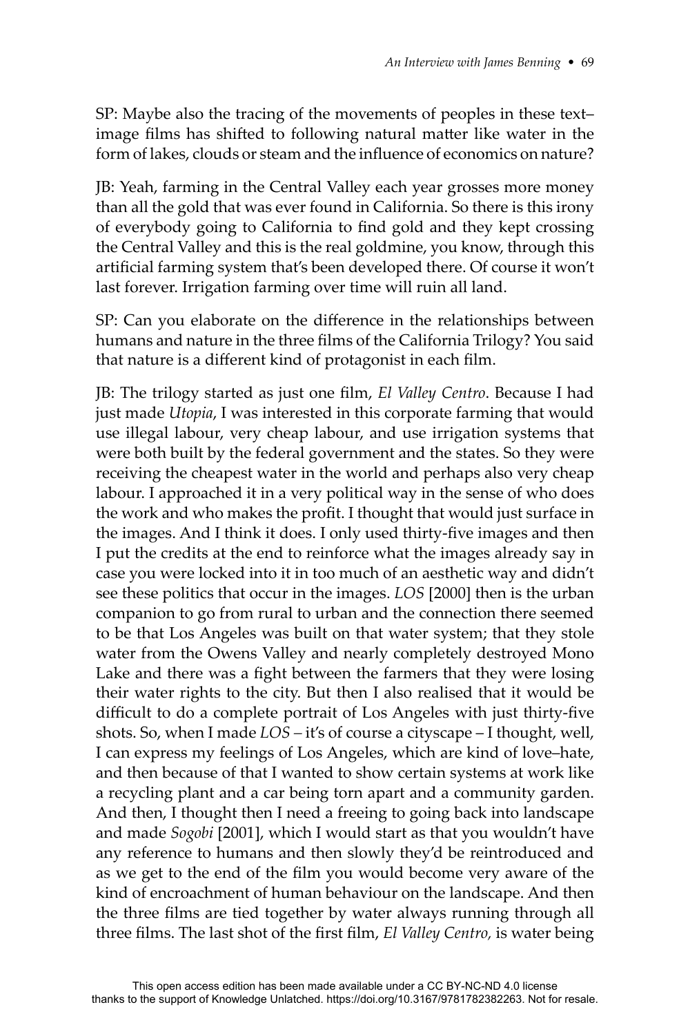SP: Maybe also the tracing of the movements of peoples in these text–image films has shifted to following natural matter like water in the form of lakes, clouds or steam and the influence of economics on nature?

JB: Yeah, farming in the Central Valley each year grosses more money than all the gold that was ever found in California. So there is this irony of everybody going to California to find gold and they kept crossing the Central Valley and this is the real goldmine, you know, through this artificial farming system that's been developed there. Of course it won't last forever. Irrigation farming over time will ruin all land.

SP: Can you elaborate on the difference in the relationships between humans and nature in the three films of the California Trilogy? You said that nature is a different kind of protagonist in each film.

JB: The trilogy started as just one film, *El Valley Centro*. Because I had just made *Utopia*, I was interested in this corporate farming that would use illegal labour, very cheap labour, and use irrigation systems that were both built by the federal government and the states. So they were receiving the cheapest water in the world and perhaps also very cheap labour. I approached it in a very political way in the sense of who does the work and who makes the profit. I thought that would just surface in the images. And I think it does. I only used thirty-five images and then I put the credits at the end to reinforce what the images already say in case you were locked into it in too much of an aesthetic way and didn't see these politics that occur in the images. *LOS* [2000] then is the urban companion to go from rural to urban and the connection there seemed to be that Los Angeles was built on that water system; that they stole water from the Owens Valley and nearly completely destroyed Mono Lake and there was a fight between the farmers that they were losing their water rights to the city. But then I also realised that it would be difficult to do a complete portrait of Los Angeles with just thirty-five shots. So, when I made *LOS* – it's of course a cityscape – I thought, well, I can express my feelings of Los Angeles, which are kind of love–hate, and then because of that I wanted to show certain systems at work like a recycling plant and a car being torn apart and a community garden. And then, I thought then I need a freeing to going back into landscape and made *Sogobi* [2001], which I would start as that you wouldn't have any reference to humans and then slowly they'd be reintroduced and as we get to the end of the film you would become very aware of the kind of encroachment of human behaviour on the landscape. And then the three films are tied together by water always running through all three films. The last shot of the first film, *El Valley Centro*, is water being

This open access edition has been made available under a CC BY-NC-ND 4.0 license thanks to the support of Knowledge Unlatched. https://doi.org/10.3167/9781782382263. Not for resale.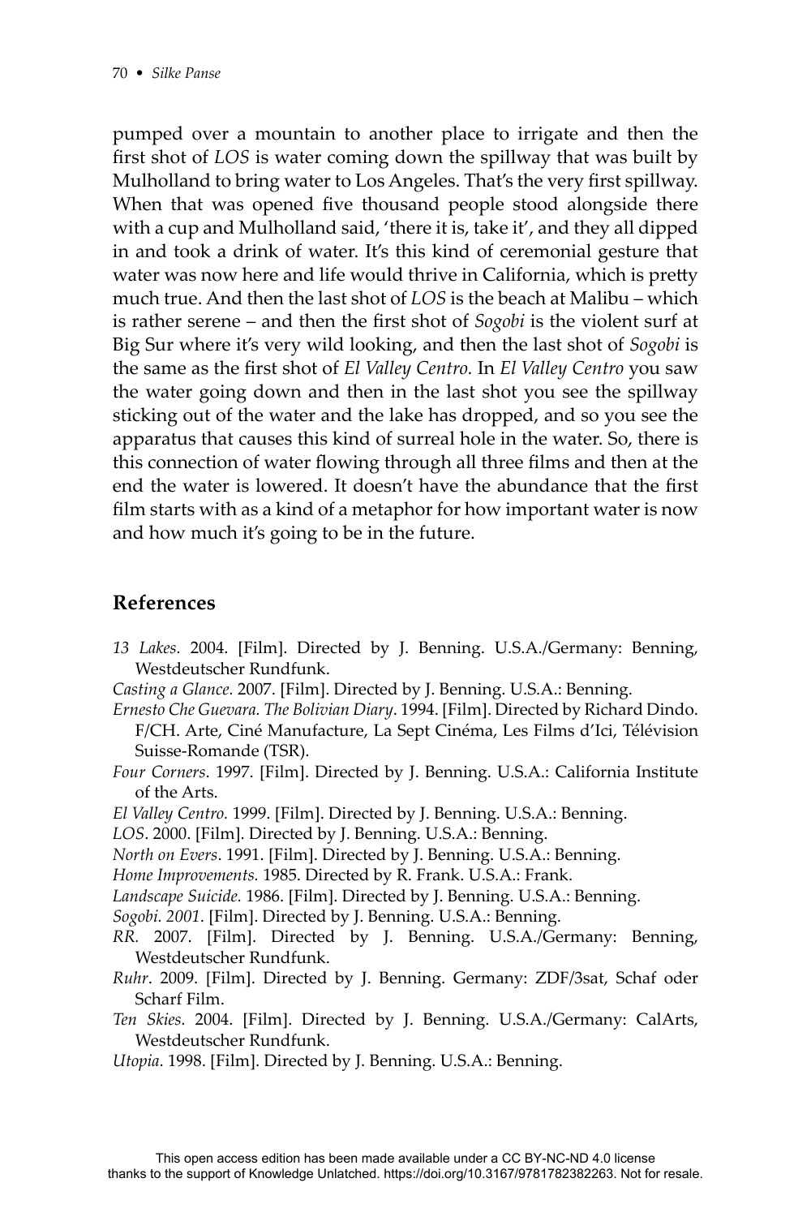pumped over a mountain to another place to irrigate and then the first shot of *LOS* is water coming down the spillway that was built by Mulholland to bring water to Los Angeles. That's the very first spillway. When that was opened five thousand people stood alongside there with a cup and Mulholland said, 'there it is, take it', and they all dipped in and took a drink of water. It's this kind of ceremonial gesture that water was now here and life would thrive in California, which is pretty much true. And then the last shot of *LOS* is the beach at Malibu – which is rather serene – and then the first shot of *Sogobi* is the violent surf at Big Sur where it's very wild looking, and then the last shot of *Sogobi* is the same as the first shot of *El Valley Centro.* In *El Valley Centro* you saw the water going down and then in the last shot you see the spillway sticking out of the water and the lake has dropped, and so you see the apparatus that causes this kind of surreal hole in the water. So, there is this connection of water flowing through all three films and then at the end the water is lowered. It doesn't have the abundance that the first film starts with as a kind of a metaphor for how important water is now and how much it's going to be in the future.

## References

*13 Lakes.* 2004. [Film]. Directed by J. Benning. U.S.A./Germany: Benning, Westdeutscher Rundfunk.

*Casting a Glance.* 2007. [Film]. Directed by J. Benning. U.S.A.: Benning.

*Ernesto Che Guevara. The Bolivian Diary*. 1994. [Film]. Directed by Richard Dindo. F/CH. Arte, Ciné Manufacture, La Sept Cinéma, Les Films d'Ici, Télévision Suisse-Romande (TSR).

*Four Corners*. 1997. [Film]. Directed by J. Benning. U.S.A.: California Institute of the Arts.

*El Valley Centro.* 1999. [Film]. Directed by J. Benning. U.S.A.: Benning.

*LOS*. 2000. [Film]. Directed by J. Benning. U.S.A.: Benning.

*North on Evers*. 1991. [Film]. Directed by J. Benning. U.S.A.: Benning.

*Home Improvements.* 1985. Directed by R. Frank. U.S.A.: Frank.

*Landscape Suicide.* 1986. [Film]. Directed by J. Benning. U.S.A.: Benning.

*Sogobi. 2001*. [Film]. Directed by J. Benning. U.S.A.: Benning.

*RR.* 2007. [Film]. Directed by J. Benning. U.S.A./Germany: Benning, Westdeutscher Rundfunk.

*Ruhr*. 2009. [Film]. Directed by J. Benning. Germany: ZDF/3sat, Schaf oder Scharf Film.

*Ten Skies.* 2004. [Film]. Directed by J. Benning. U.S.A./Germany: CalArts, Westdeutscher Rundfunk.

*Utopia*. 1998. [Film]. Directed by J. Benning. U.S.A.: Benning.

This open access edition has been made available under a CC BY-NC-ND 4.0 license thanks to the support of Knowledge Unlatched. https://doi.org/10.3167/9781782382263. Not for resale.